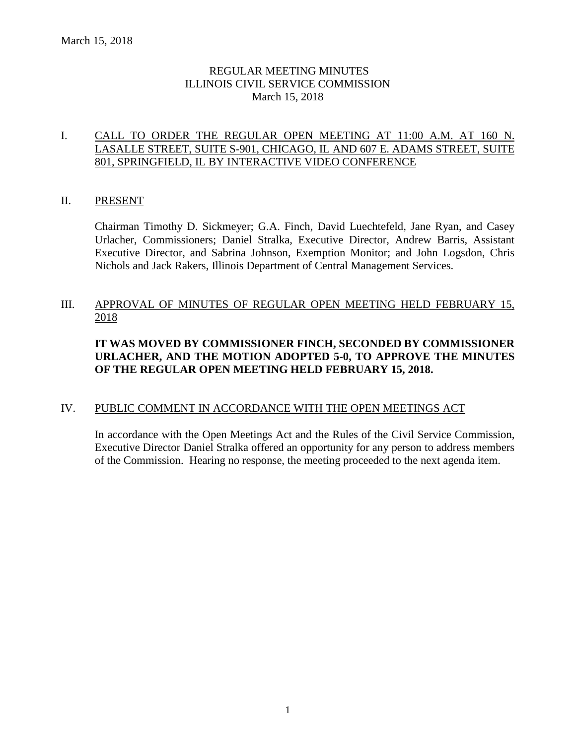# REGULAR MEETING MINUTES
# ILLINOIS CIVIL SERVICE COMMISSION
# March 15, 2018

## I. CALL TO ORDER THE REGULAR OPEN MEETING AT 11:00 A.M. AT 160 N. LASALLE STREET, SUITE S-901, CHICAGO, IL AND 607 E. ADAMS STREET, SUITE 801, SPRINGFIELD, IL BY INTERACTIVE VIDEO CONFERENCE

## II. PRESENT

Chairman Timothy D. Sickmeyer; G.A. Finch, David Luechtefeld, Jane Ryan, and Casey Urlacher, Commissioners; Daniel Stralka, Executive Director, Andrew Barris, Assistant Executive Director, and Sabrina Johnson, Exemption Monitor; and John Logsdon, Chris Nichols and Jack Rakers, Illinois Department of Central Management Services.

## III. APPROVAL OF MINUTES OF REGULAR OPEN MEETING HELD FEBRUARY 15, 2018

**IT WAS MOVED BY COMMISSIONER FINCH, SECONDED BY COMMISSIONER URLACHER, AND THE MOTION ADOPTED 5-0, TO APPROVE THE MINUTES OF THE REGULAR OPEN MEETING HELD FEBRUARY 15, 2018.**

## IV. PUBLIC COMMENT IN ACCORDANCE WITH THE OPEN MEETINGS ACT

In accordance with the Open Meetings Act and the Rules of the Civil Service Commission, Executive Director Daniel Stralka offered an opportunity for any person to address members of the Commission. Hearing no response, the meeting proceeded to the next agenda item.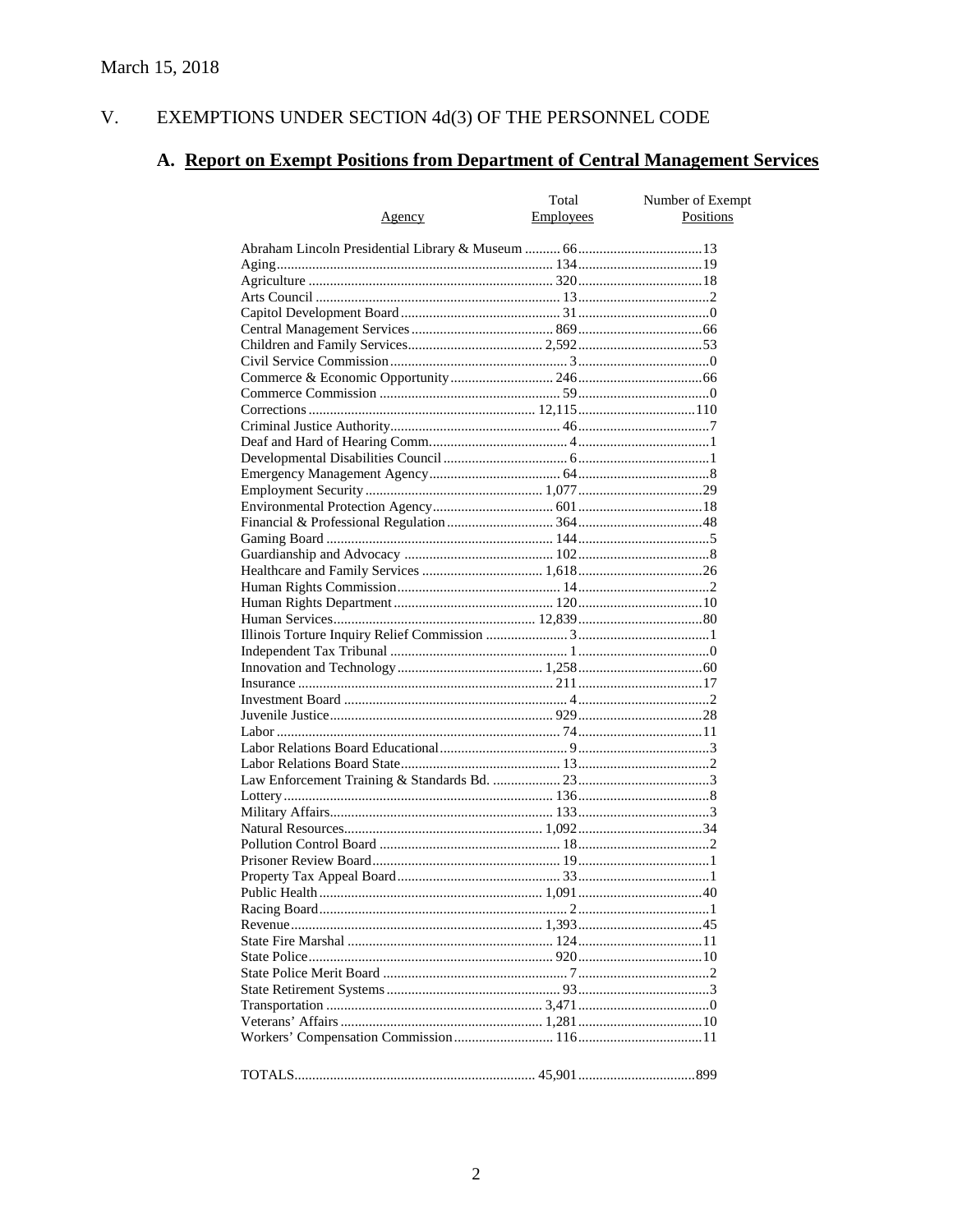March 15, 2018

## V. EXEMPTIONS UNDER SECTION 4d(3) OF THE PERSONNEL CODE

### A. Report on Exempt Positions from Department of Central Management Services

| Agency | Total Employees | Number of Exempt Positions |
|---|---|---|
| Abraham Lincoln Presidential Library & Museum | 66 | 13 |
| Aging | 134 | 19 |
| Agriculture | 320 | 18 |
| Arts Council | 13 | 2 |
| Capitol Development Board | 31 | 0 |
| Central Management Services | 869 | 66 |
| Children and Family Services | 2,592 | 53 |
| Civil Service Commission | 3 | 0 |
| Commerce & Economic Opportunity | 246 | 66 |
| Commerce Commission | 59 | 0 |
| Corrections | 12,115 | 110 |
| Criminal Justice Authority | 46 | 7 |
| Deaf and Hard of Hearing Comm. | 4 | 1 |
| Developmental Disabilities Council | 6 | 1 |
| Emergency Management Agency | 64 | 8 |
| Employment Security | 1,077 | 29 |
| Environmental Protection Agency | 601 | 18 |
| Financial & Professional Regulation | 364 | 48 |
| Gaming Board | 144 | 5 |
| Guardianship and Advocacy | 102 | 8 |
| Healthcare and Family Services | 1,618 | 26 |
| Human Rights Commission | 14 | 2 |
| Human Rights Department | 120 | 10 |
| Human Services | 12,839 | 80 |
| Illinois Torture Inquiry Relief Commission | 3 | 1 |
| Independent Tax Tribunal | 1 | 0 |
| Innovation and Technology | 1,258 | 60 |
| Insurance | 211 | 17 |
| Investment Board | 4 | 2 |
| Juvenile Justice | 929 | 28 |
| Labor | 74 | 11 |
| Labor Relations Board Educational | 9 | 3 |
| Labor Relations Board State | 13 | 2 |
| Law Enforcement Training & Standards Bd. | 23 | 3 |
| Lottery | 136 | 8 |
| Military Affairs | 133 | 3 |
| Natural Resources | 1,092 | 34 |
| Pollution Control Board | 18 | 2 |
| Prisoner Review Board | 19 | 1 |
| Property Tax Appeal Board | 33 | 1 |
| Public Health | 1,091 | 40 |
| Racing Board | 2 | 1 |
| Revenue | 1,393 | 45 |
| State Fire Marshal | 124 | 11 |
| State Police | 920 | 10 |
| State Police Merit Board | 7 | 2 |
| State Retirement Systems | 93 | 3 |
| Transportation | 3,471 | 0 |
| Veterans' Affairs | 1,281 | 10 |
| Workers' Compensation Commission | 116 | 11 |
| TOTALS | 45,901 | 899 |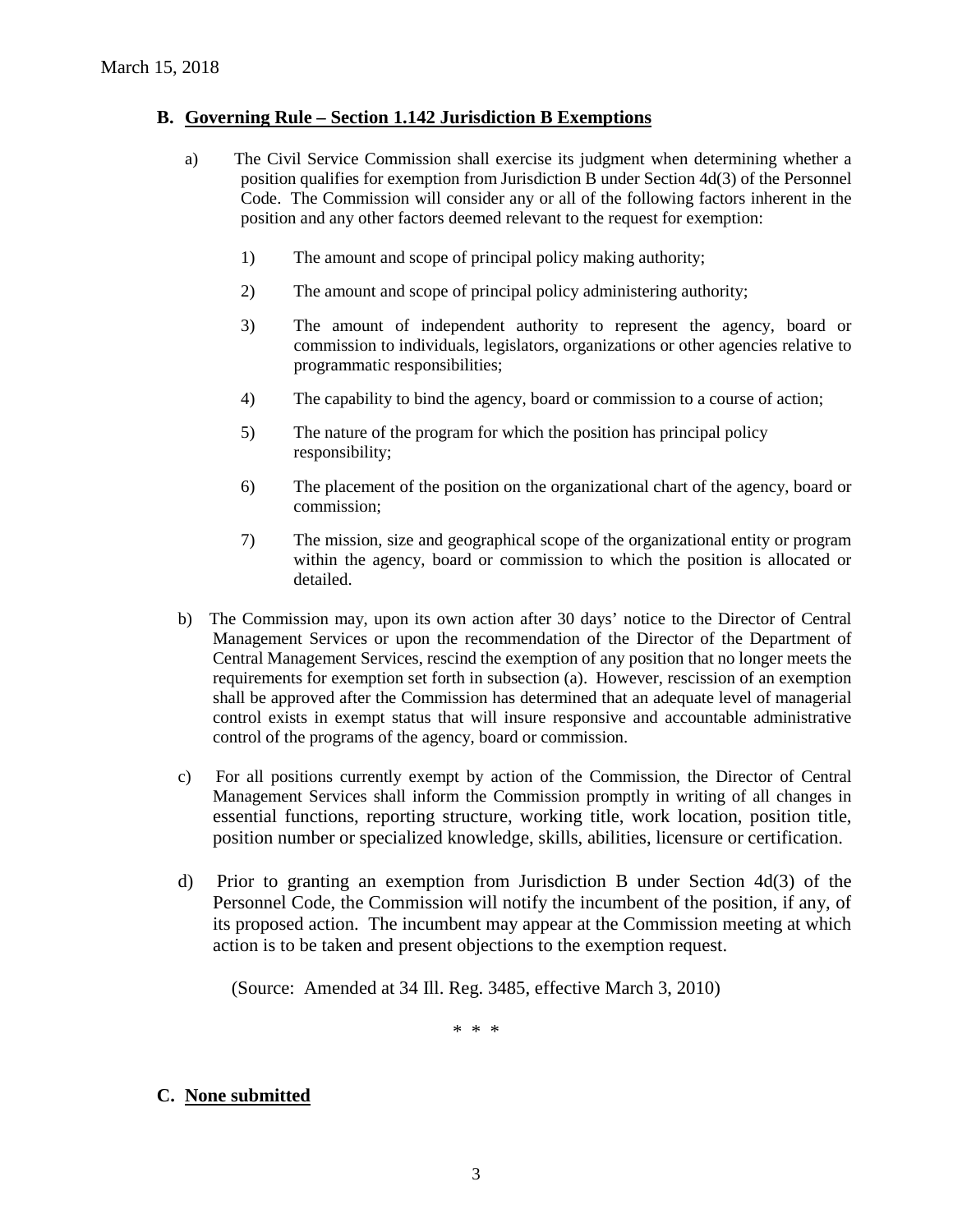March 15, 2018

## B. Governing Rule – Section 1.142 Jurisdiction B Exemptions

a) The Civil Service Commission shall exercise its judgment when determining whether a position qualifies for exemption from Jurisdiction B under Section 4d(3) of the Personnel Code. The Commission will consider any or all of the following factors inherent in the position and any other factors deemed relevant to the request for exemption:

1) The amount and scope of principal policy making authority;

2) The amount and scope of principal policy administering authority;

3) The amount of independent authority to represent the agency, board or commission to individuals, legislators, organizations or other agencies relative to programmatic responsibilities;

4) The capability to bind the agency, board or commission to a course of action;

5) The nature of the program for which the position has principal policy responsibility;

6) The placement of the position on the organizational chart of the agency, board or commission;

7) The mission, size and geographical scope of the organizational entity or program within the agency, board or commission to which the position is allocated or detailed.

b) The Commission may, upon its own action after 30 days' notice to the Director of Central Management Services or upon the recommendation of the Director of the Department of Central Management Services, rescind the exemption of any position that no longer meets the requirements for exemption set forth in subsection (a). However, rescission of an exemption shall be approved after the Commission has determined that an adequate level of managerial control exists in exempt status that will insure responsive and accountable administrative control of the programs of the agency, board or commission.

c) For all positions currently exempt by action of the Commission, the Director of Central Management Services shall inform the Commission promptly in writing of all changes in essential functions, reporting structure, working title, work location, position title, position number or specialized knowledge, skills, abilities, licensure or certification.

d) Prior to granting an exemption from Jurisdiction B under Section 4d(3) of the Personnel Code, the Commission will notify the incumbent of the position, if any, of its proposed action. The incumbent may appear at the Commission meeting at which action is to be taken and present objections to the exemption request.

(Source: Amended at 34 Ill. Reg. 3485, effective March 3, 2010)

\* \* \*

## C. None submitted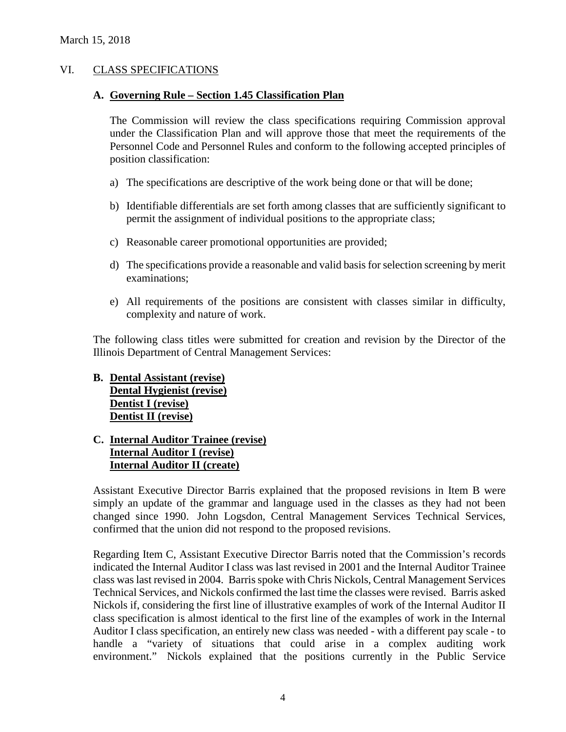March 15, 2018

## VI. CLASS SPECIFICATIONS

### A. Governing Rule – Section 1.45 Classification Plan

The Commission will review the class specifications requiring Commission approval under the Classification Plan and will approve those that meet the requirements of the Personnel Code and Personnel Rules and conform to the following accepted principles of position classification:

a) The specifications are descriptive of the work being done or that will be done;

b) Identifiable differentials are set forth among classes that are sufficiently significant to permit the assignment of individual positions to the appropriate class;

c) Reasonable career promotional opportunities are provided;

d) The specifications provide a reasonable and valid basis for selection screening by merit examinations;

e) All requirements of the positions are consistent with classes similar in difficulty, complexity and nature of work.

The following class titles were submitted for creation and revision by the Director of the Illinois Department of Central Management Services:

### B. Dental Assistant (revise)
**Dental Hygienist (revise)**
**Dentist I (revise)**
**Dentist II (revise)**

### C. Internal Auditor Trainee (revise)
**Internal Auditor I (revise)**
**Internal Auditor II (create)**

Assistant Executive Director Barris explained that the proposed revisions in Item B were simply an update of the grammar and language used in the classes as they had not been changed since 1990. John Logsdon, Central Management Services Technical Services, confirmed that the union did not respond to the proposed revisions.

Regarding Item C, Assistant Executive Director Barris noted that the Commission's records indicated the Internal Auditor I class was last revised in 2001 and the Internal Auditor Trainee class was last revised in 2004. Barris spoke with Chris Nickols, Central Management Services Technical Services, and Nickols confirmed the last time the classes were revised. Barris asked Nickols if, considering the first line of illustrative examples of work of the Internal Auditor II class specification is almost identical to the first line of the examples of work in the Internal Auditor I class specification, an entirely new class was needed - with a different pay scale - to handle a "variety of situations that could arise in a complex auditing work environment." Nickols explained that the positions currently in the Public Service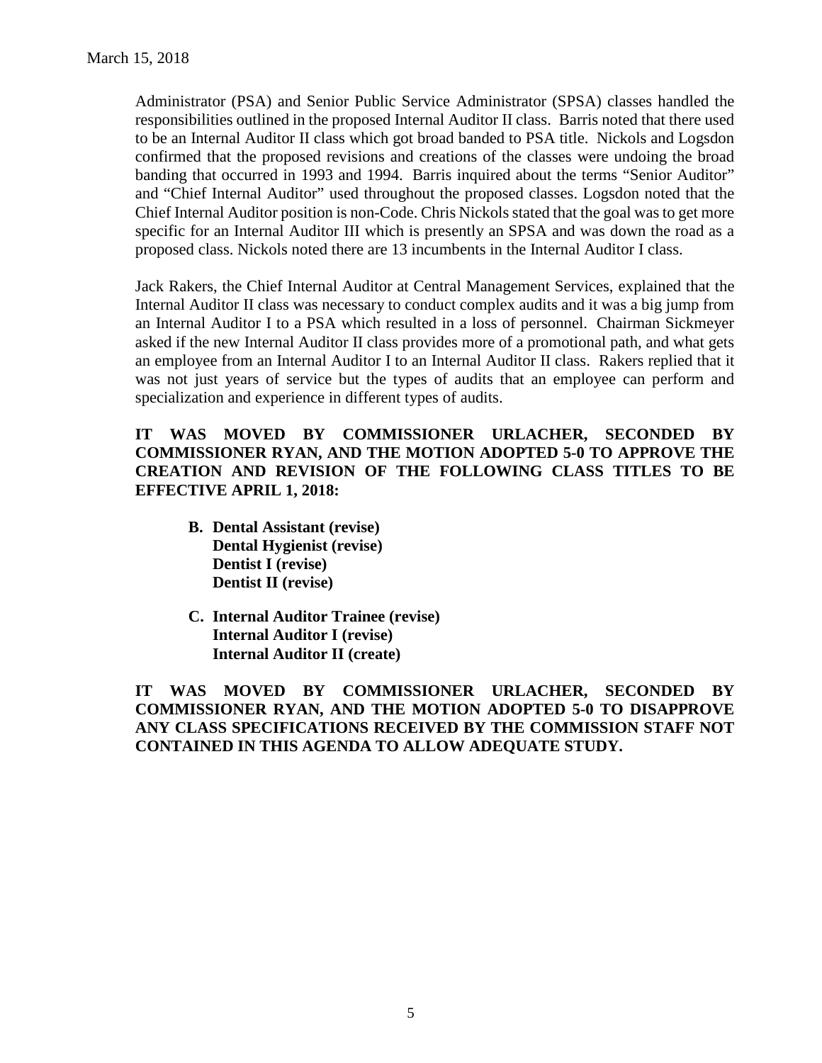Administrator (PSA) and Senior Public Service Administrator (SPSA) classes handled the responsibilities outlined in the proposed Internal Auditor II class. Barris noted that there used to be an Internal Auditor II class which got broad banded to PSA title. Nickols and Logsdon confirmed that the proposed revisions and creations of the classes were undoing the broad banding that occurred in 1993 and 1994. Barris inquired about the terms "Senior Auditor" and "Chief Internal Auditor" used throughout the proposed classes. Logsdon noted that the Chief Internal Auditor position is non-Code. Chris Nickols stated that the goal was to get more specific for an Internal Auditor III which is presently an SPSA and was down the road as a proposed class. Nickols noted there are 13 incumbents in the Internal Auditor I class.

Jack Rakers, the Chief Internal Auditor at Central Management Services, explained that the Internal Auditor II class was necessary to conduct complex audits and it was a big jump from an Internal Auditor I to a PSA which resulted in a loss of personnel. Chairman Sickmeyer asked if the new Internal Auditor II class provides more of a promotional path, and what gets an employee from an Internal Auditor I to an Internal Auditor II class. Rakers replied that it was not just years of service but the types of audits that an employee can perform and specialization and experience in different types of audits.

**IT WAS MOVED BY COMMISSIONER URLACHER, SECONDED BY COMMISSIONER RYAN, AND THE MOTION ADOPTED 5-0 TO APPROVE THE CREATION AND REVISION OF THE FOLLOWING CLASS TITLES TO BE EFFECTIVE APRIL 1, 2018:**

- **B. Dental Assistant (revise)**
  **Dental Hygienist (revise)**
  **Dentist I (revise)**
  **Dentist II (revise)**

- **C. Internal Auditor Trainee (revise)**
  **Internal Auditor I (revise)**
  **Internal Auditor II (create)**

**IT WAS MOVED BY COMMISSIONER URLACHER, SECONDED BY COMMISSIONER RYAN, AND THE MOTION ADOPTED 5-0 TO DISAPPROVE ANY CLASS SPECIFICATIONS RECEIVED BY THE COMMISSION STAFF NOT CONTAINED IN THIS AGENDA TO ALLOW ADEQUATE STUDY.**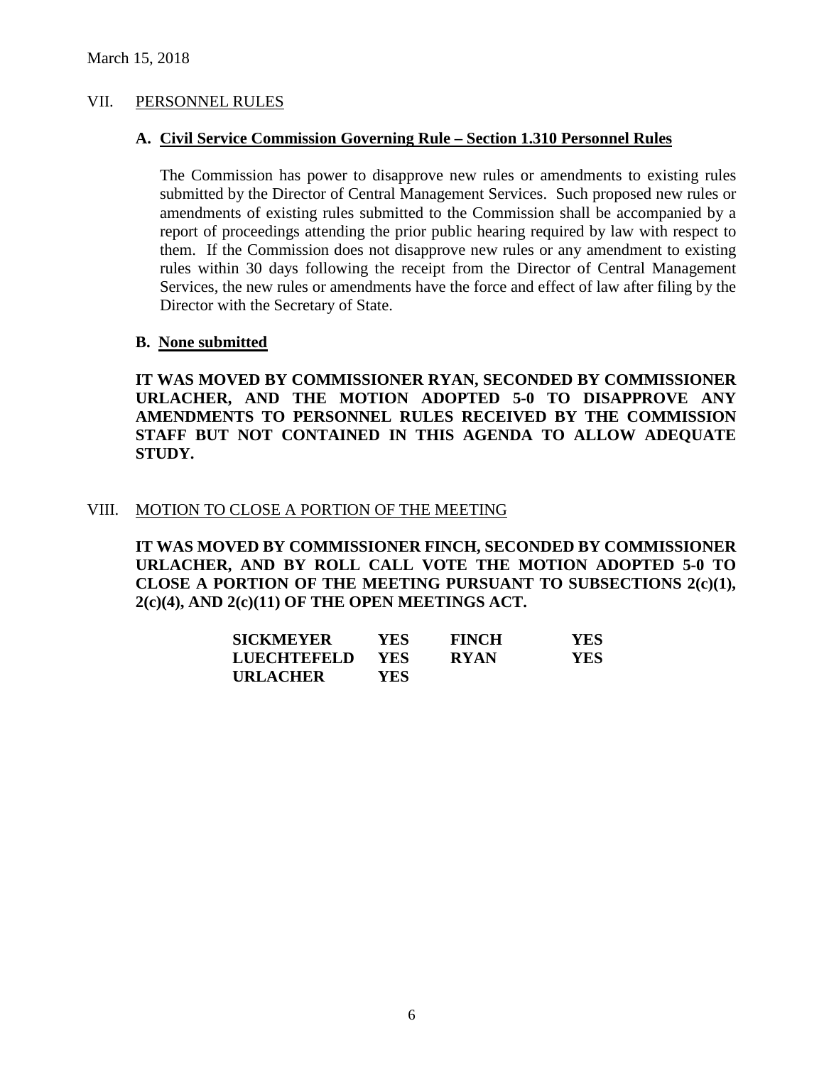March 15, 2018

## VII. PERSONNEL RULES

### A. Civil Service Commission Governing Rule – Section 1.310 Personnel Rules

The Commission has power to disapprove new rules or amendments to existing rules submitted by the Director of Central Management Services. Such proposed new rules or amendments of existing rules submitted to the Commission shall be accompanied by a report of proceedings attending the prior public hearing required by law with respect to them. If the Commission does not disapprove new rules or any amendment to existing rules within 30 days following the receipt from the Director of Central Management Services, the new rules or amendments have the force and effect of law after filing by the Director with the Secretary of State.

### B. None submitted

**IT WAS MOVED BY COMMISSIONER RYAN, SECONDED BY COMMISSIONER URLACHER, AND THE MOTION ADOPTED 5-0 TO DISAPPROVE ANY AMENDMENTS TO PERSONNEL RULES RECEIVED BY THE COMMISSION STAFF BUT NOT CONTAINED IN THIS AGENDA TO ALLOW ADEQUATE STUDY.**

## VIII. MOTION TO CLOSE A PORTION OF THE MEETING

**IT WAS MOVED BY COMMISSIONER FINCH, SECONDED BY COMMISSIONER URLACHER, AND BY ROLL CALL VOTE THE MOTION ADOPTED 5-0 TO CLOSE A PORTION OF THE MEETING PURSUANT TO SUBSECTIONS 2(c)(1), 2(c)(4), AND 2(c)(11) OF THE OPEN MEETINGS ACT.**

| | | | |
|---|---|---|---|
| **SICKMEYER** | **YES** | **FINCH** | **YES** |
| **LUECHTEFELD** | **YES** | **RYAN** | **YES** |
| **URLACHER** | **YES** | | |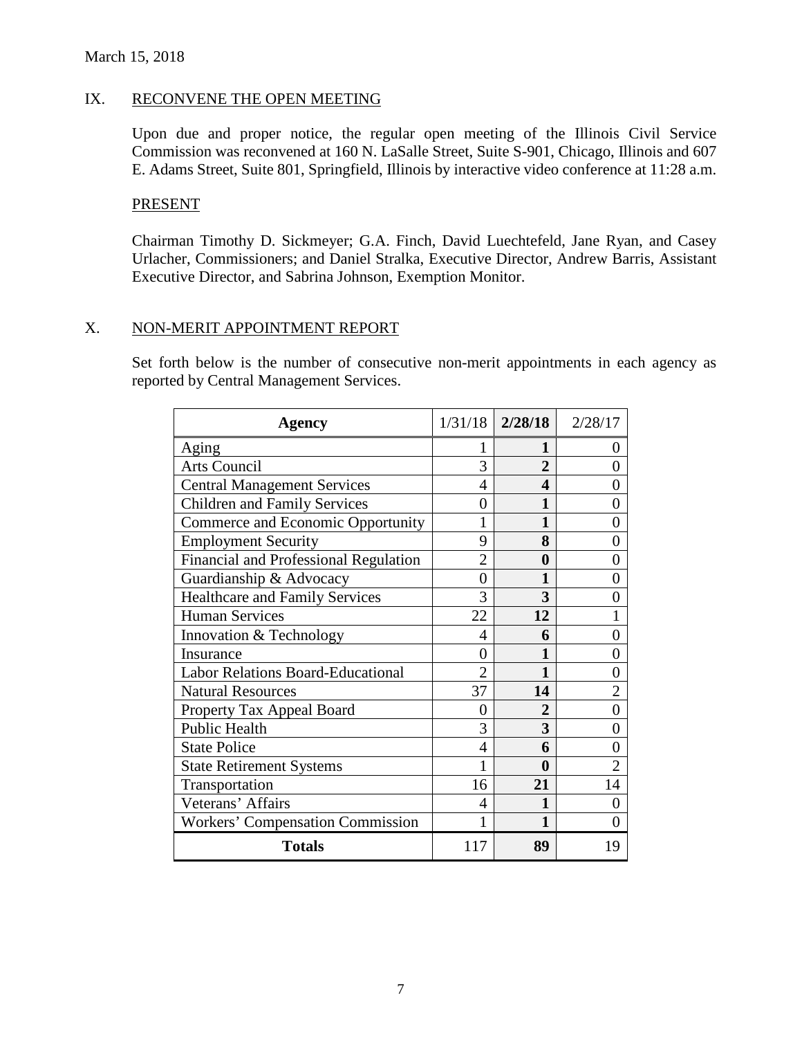March 15, 2018

## IX. RECONVENE THE OPEN MEETING

Upon due and proper notice, the regular open meeting of the Illinois Civil Service Commission was reconvened at 160 N. LaSalle Street, Suite S-901, Chicago, Illinois and 607 E. Adams Street, Suite 801, Springfield, Illinois by interactive video conference at 11:28 a.m.

### PRESENT

Chairman Timothy D. Sickmeyer; G.A. Finch, David Luechtefeld, Jane Ryan, and Casey Urlacher, Commissioners; and Daniel Stralka, Executive Director, Andrew Barris, Assistant Executive Director, and Sabrina Johnson, Exemption Monitor.

## X. NON-MERIT APPOINTMENT REPORT

Set forth below is the number of consecutive non-merit appointments in each agency as reported by Central Management Services.

| Agency | 1/31/18 | **2/28/18** | 2/28/17 |
|---|---|---|---|
| Aging | 1 | **1** | 0 |
| Arts Council | 3 | **2** | 0 |
| Central Management Services | 4 | **4** | 0 |
| Children and Family Services | 0 | **1** | 0 |
| Commerce and Economic Opportunity | 1 | **1** | 0 |
| Employment Security | 9 | **8** | 0 |
| Financial and Professional Regulation | 2 | **0** | 0 |
| Guardianship & Advocacy | 0 | **1** | 0 |
| Healthcare and Family Services | 3 | **3** | 0 |
| Human Services | 22 | **12** | 1 |
| Innovation & Technology | 4 | **6** | 0 |
| Insurance | 0 | **1** | 0 |
| Labor Relations Board-Educational | 2 | **1** | 0 |
| Natural Resources | 37 | **14** | 2 |
| Property Tax Appeal Board | 0 | **2** | 0 |
| Public Health | 3 | **3** | 0 |
| State Police | 4 | **6** | 0 |
| State Retirement Systems | 1 | **0** | 2 |
| Transportation | 16 | **21** | 14 |
| Veterans' Affairs | 4 | **1** | 0 |
| Workers' Compensation Commission | 1 | **1** | 0 |
| **Totals** | 117 | **89** | 19 |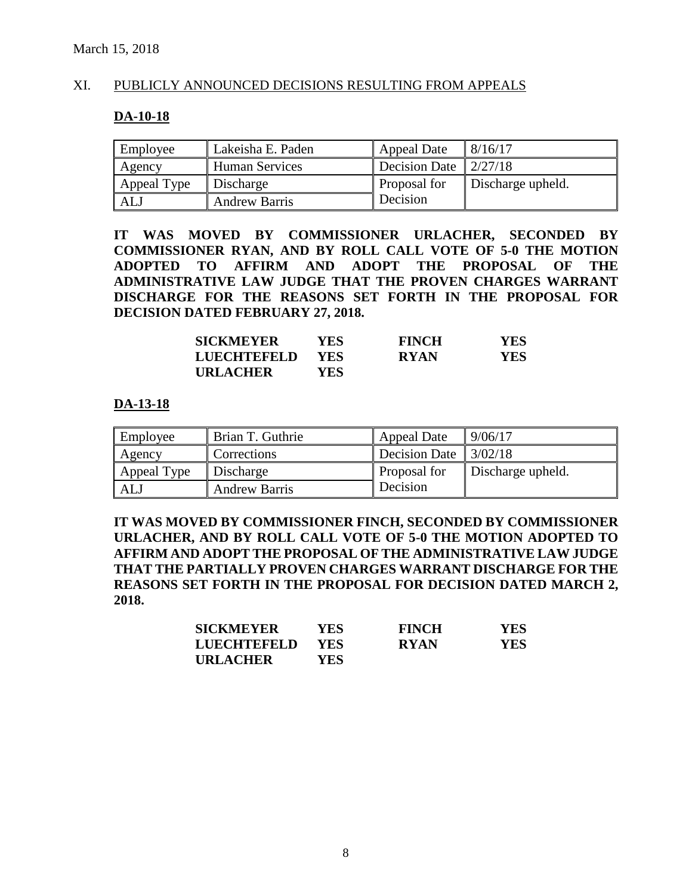March 15, 2018

## XI. PUBLICLY ANNOUNCED DECISIONS RESULTING FROM APPEALS

### DA-10-18

| Employee | Lakeisha E. Paden | Appeal Date | 8/16/17 |
|---|---|---|---|
| Agency | Human Services | Decision Date | 2/27/18 |
| Appeal Type | Discharge | Proposal for Decision | Discharge upheld. |
| ALJ | Andrew Barris | | |

**IT WAS MOVED BY COMMISSIONER URLACHER, SECONDED BY COMMISSIONER RYAN, AND BY ROLL CALL VOTE OF 5-0 THE MOTION ADOPTED TO AFFIRM AND ADOPT THE PROPOSAL OF THE ADMINISTRATIVE LAW JUDGE THAT THE PROVEN CHARGES WARRANT DISCHARGE FOR THE REASONS SET FORTH IN THE PROPOSAL FOR DECISION DATED FEBRUARY 27, 2018.**

| | | | |
|---|---|---|---|
| **SICKMEYER** | **YES** | **FINCH** | **YES** |
| **LUECHTEFELD** | **YES** | **RYAN** | **YES** |
| **URLACHER** | **YES** | | |

### DA-13-18

| Employee | Brian T. Guthrie | Appeal Date | 9/06/17 |
|---|---|---|---|
| Agency | Corrections | Decision Date | 3/02/18 |
| Appeal Type | Discharge | Proposal for Decision | Discharge upheld. |
| ALJ | Andrew Barris | | |

**IT WAS MOVED BY COMMISSIONER FINCH, SECONDED BY COMMISSIONER URLACHER, AND BY ROLL CALL VOTE OF 5-0 THE MOTION ADOPTED TO AFFIRM AND ADOPT THE PROPOSAL OF THE ADMINISTRATIVE LAW JUDGE THAT THE PARTIALLY PROVEN CHARGES WARRANT DISCHARGE FOR THE REASONS SET FORTH IN THE PROPOSAL FOR DECISION DATED MARCH 2, 2018.**

| | | | |
|---|---|---|---|
| **SICKMEYER** | **YES** | **FINCH** | **YES** |
| **LUECHTEFELD** | **YES** | **RYAN** | **YES** |
| **URLACHER** | **YES** | | |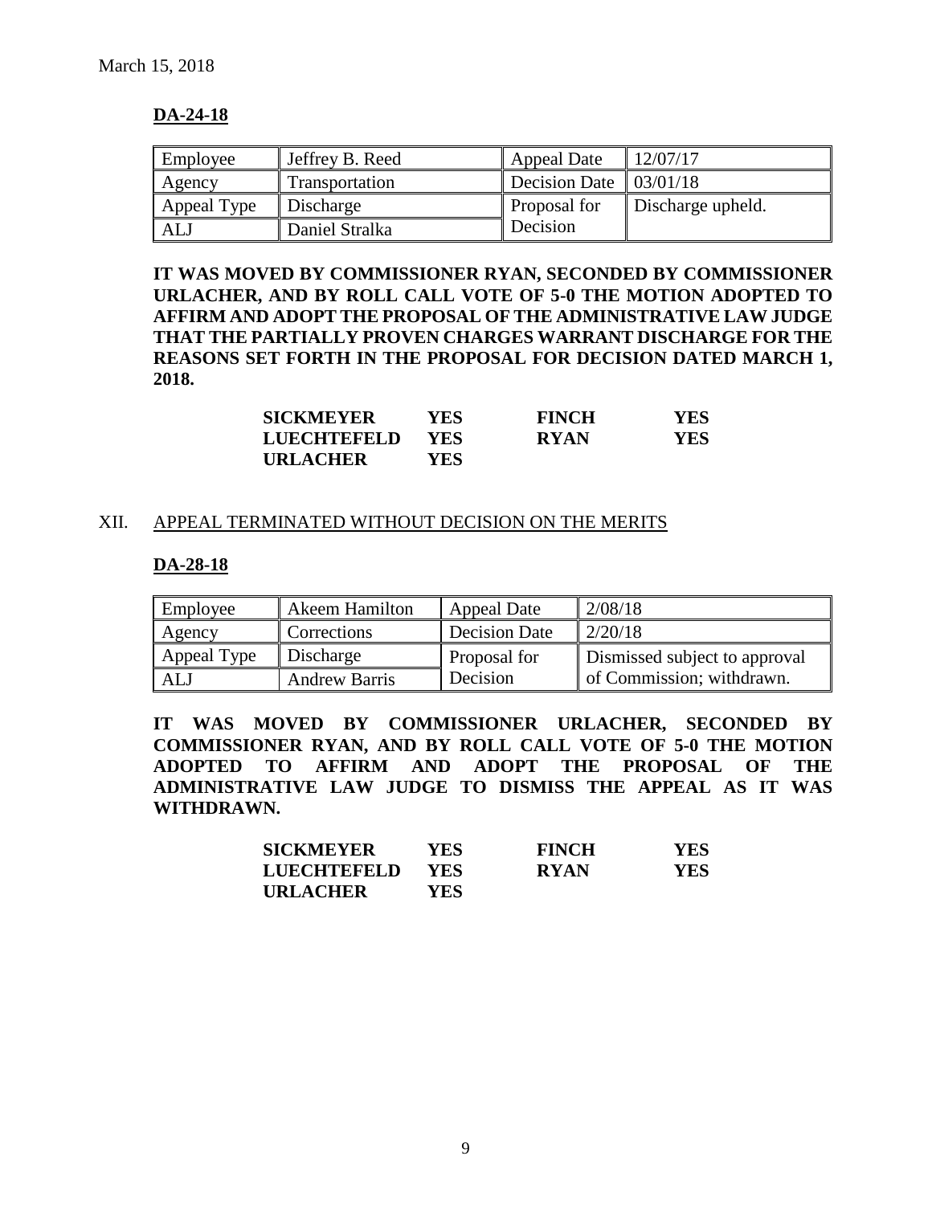March 15, 2018

**DA-24-18**

| Employee | Jeffrey B. Reed | Appeal Date | 12/07/17 |
|---|---|---|---|
| Agency | Transportation | Decision Date | 03/01/18 |
| Appeal Type | Discharge | Proposal for Decision | Discharge upheld. |
| ALJ | Daniel Stralka | | |

**IT WAS MOVED BY COMMISSIONER RYAN, SECONDED BY COMMISSIONER URLACHER, AND BY ROLL CALL VOTE OF 5-0 THE MOTION ADOPTED TO AFFIRM AND ADOPT THE PROPOSAL OF THE ADMINISTRATIVE LAW JUDGE THAT THE PARTIALLY PROVEN CHARGES WARRANT DISCHARGE FOR THE REASONS SET FORTH IN THE PROPOSAL FOR DECISION DATED MARCH 1, 2018.**

| | | | |
|---|---|---|---|
| **SICKMEYER** | **YES** | **FINCH** | **YES** |
| **LUECHTEFELD** | **YES** | **RYAN** | **YES** |
| **URLACHER** | **YES** | | |

## XII. APPEAL TERMINATED WITHOUT DECISION ON THE MERITS

**DA-28-18**

| Employee | Akeem Hamilton | Appeal Date | 2/08/18 |
|---|---|---|---|
| Agency | Corrections | Decision Date | 2/20/18 |
| Appeal Type | Discharge | Proposal for Decision | Dismissed subject to approval of Commission; withdrawn. |
| ALJ | Andrew Barris | | |

**IT WAS MOVED BY COMMISSIONER URLACHER, SECONDED BY COMMISSIONER RYAN, AND BY ROLL CALL VOTE OF 5-0 THE MOTION ADOPTED TO AFFIRM AND ADOPT THE PROPOSAL OF THE ADMINISTRATIVE LAW JUDGE TO DISMISS THE APPEAL AS IT WAS WITHDRAWN.**

| | | | |
|---|---|---|---|
| **SICKMEYER** | **YES** | **FINCH** | **YES** |
| **LUECHTEFELD** | **YES** | **RYAN** | **YES** |
| **URLACHER** | **YES** | | |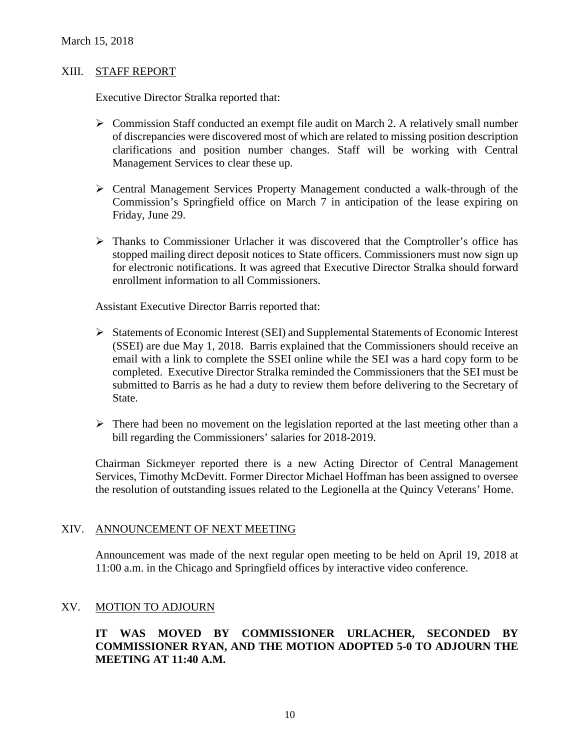March 15, 2018

## XIII. STAFF REPORT

Executive Director Stralka reported that:

- Commission Staff conducted an exempt file audit on March 2. A relatively small number of discrepancies were discovered most of which are related to missing position description clarifications and position number changes. Staff will be working with Central Management Services to clear these up.
- Central Management Services Property Management conducted a walk-through of the Commission's Springfield office on March 7 in anticipation of the lease expiring on Friday, June 29.
- Thanks to Commissioner Urlacher it was discovered that the Comptroller's office has stopped mailing direct deposit notices to State officers. Commissioners must now sign up for electronic notifications. It was agreed that Executive Director Stralka should forward enrollment information to all Commissioners.

Assistant Executive Director Barris reported that:

- Statements of Economic Interest (SEI) and Supplemental Statements of Economic Interest (SSEI) are due May 1, 2018. Barris explained that the Commissioners should receive an email with a link to complete the SSEI online while the SEI was a hard copy form to be completed. Executive Director Stralka reminded the Commissioners that the SEI must be submitted to Barris as he had a duty to review them before delivering to the Secretary of State.
- There had been no movement on the legislation reported at the last meeting other than a bill regarding the Commissioners' salaries for 2018-2019.

Chairman Sickmeyer reported there is a new Acting Director of Central Management Services, Timothy McDevitt. Former Director Michael Hoffman has been assigned to oversee the resolution of outstanding issues related to the Legionella at the Quincy Veterans' Home.

## XIV. ANNOUNCEMENT OF NEXT MEETING

Announcement was made of the next regular open meeting to be held on April 19, 2018 at 11:00 a.m. in the Chicago and Springfield offices by interactive video conference.

## XV. MOTION TO ADJOURN

**IT WAS MOVED BY COMMISSIONER URLACHER, SECONDED BY COMMISSIONER RYAN, AND THE MOTION ADOPTED 5-0 TO ADJOURN THE MEETING AT 11:40 A.M.**